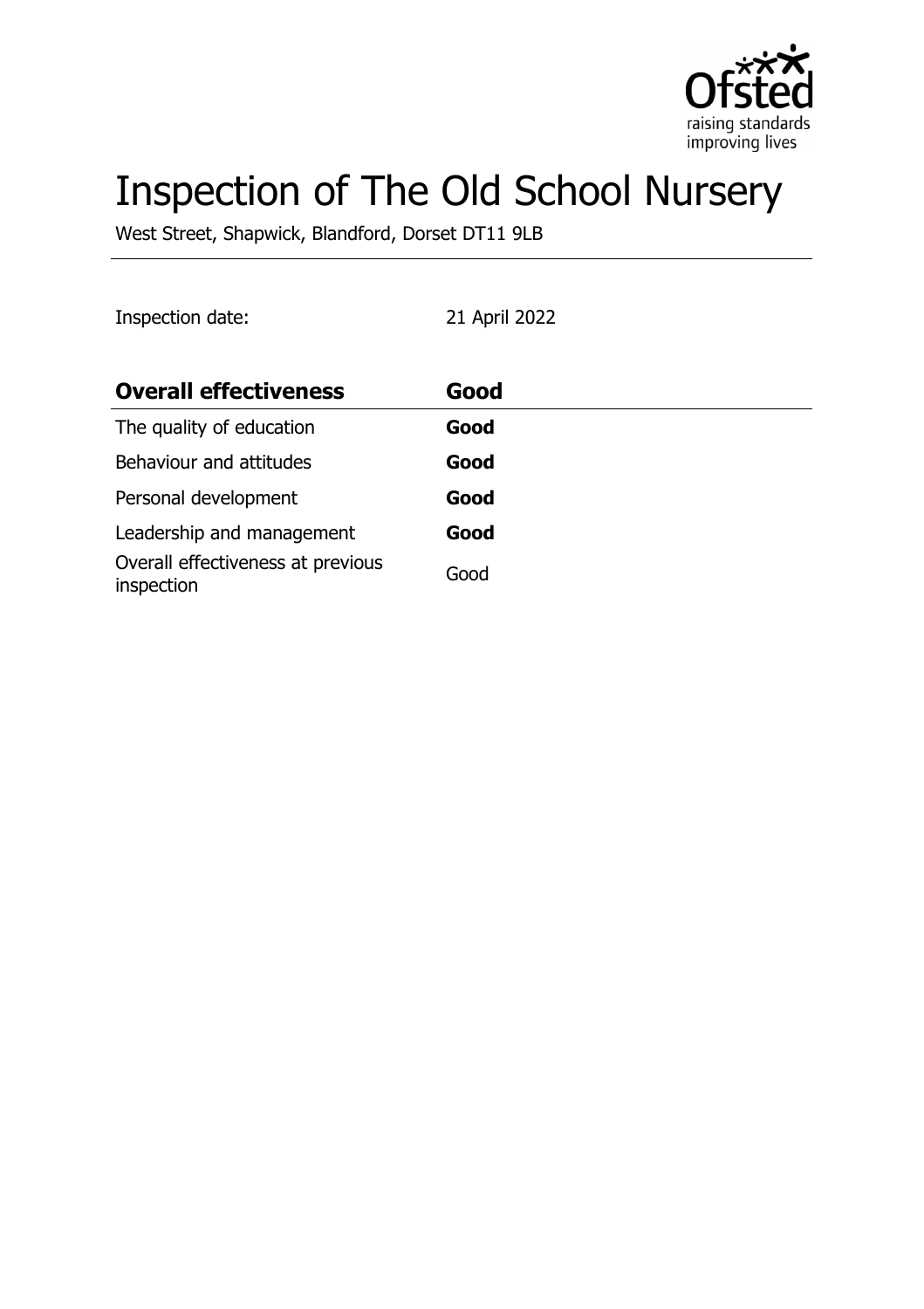# Inspection of The Old School Nursery

West Street, Shapwick, Blandford, Dorset DT11 9LB

Inspection date: 21 April 2022

| **Overall effectiveness** | **Good** |
|---|---|
| The quality of education | **Good** |
| Behaviour and attitudes | **Good** |
| Personal development | **Good** |
| Leadership and management | **Good** |
| Overall effectiveness at previous inspection | Good |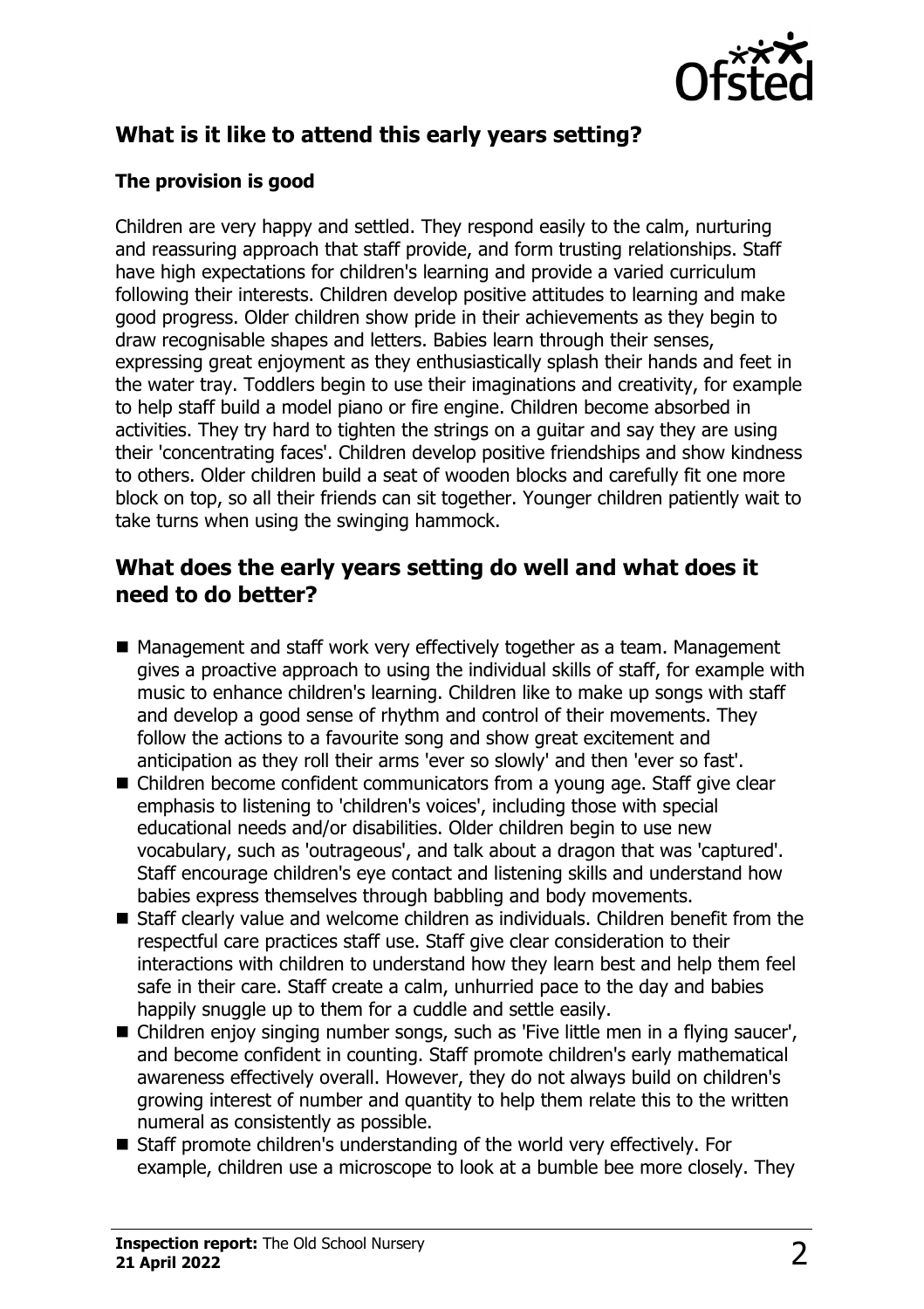## What is it like to attend this early years setting?

### The provision is good

Children are very happy and settled. They respond easily to the calm, nurturing and reassuring approach that staff provide, and form trusting relationships. Staff have high expectations for children's learning and provide a varied curriculum following their interests. Children develop positive attitudes to learning and make good progress. Older children show pride in their achievements as they begin to draw recognisable shapes and letters. Babies learn through their senses, expressing great enjoyment as they enthusiastically splash their hands and feet in the water tray. Toddlers begin to use their imaginations and creativity, for example to help staff build a model piano or fire engine. Children become absorbed in activities. They try hard to tighten the strings on a guitar and say they are using their 'concentrating faces'. Children develop positive friendships and show kindness to others. Older children build a seat of wooden blocks and carefully fit one more block on top, so all their friends can sit together. Younger children patiently wait to take turns when using the swinging hammock.

## What does the early years setting do well and what does it need to do better?

- Management and staff work very effectively together as a team. Management gives a proactive approach to using the individual skills of staff, for example with music to enhance children's learning. Children like to make up songs with staff and develop a good sense of rhythm and control of their movements. They follow the actions to a favourite song and show great excitement and anticipation as they roll their arms 'ever so slowly' and then 'ever so fast'.
- Children become confident communicators from a young age. Staff give clear emphasis to listening to 'children's voices', including those with special educational needs and/or disabilities. Older children begin to use new vocabulary, such as 'outrageous', and talk about a dragon that was 'captured'. Staff encourage children's eye contact and listening skills and understand how babies express themselves through babbling and body movements.
- Staff clearly value and welcome children as individuals. Children benefit from the respectful care practices staff use. Staff give clear consideration to their interactions with children to understand how they learn best and help them feel safe in their care. Staff create a calm, unhurried pace to the day and babies happily snuggle up to them for a cuddle and settle easily.
- Children enjoy singing number songs, such as 'Five little men in a flying saucer', and become confident in counting. Staff promote children's early mathematical awareness effectively overall. However, they do not always build on children's growing interest of number and quantity to help them relate this to the written numeral as consistently as possible.
- Staff promote children's understanding of the world very effectively. For example, children use a microscope to look at a bumble bee more closely. They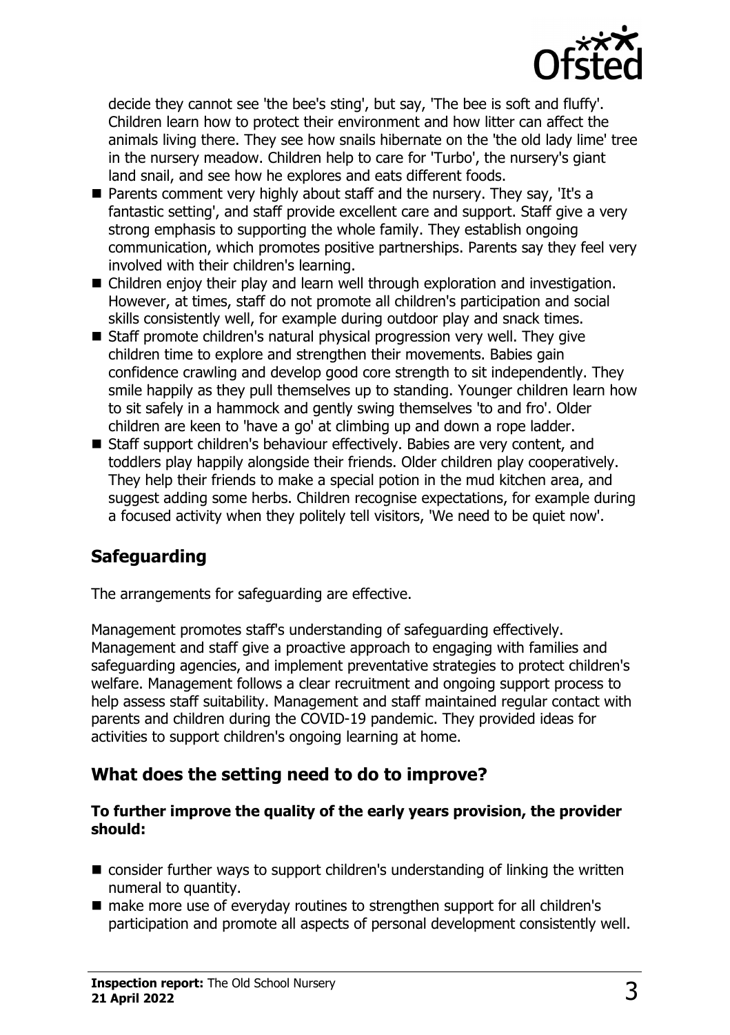decide they cannot see 'the bee's sting', but say, 'The bee is soft and fluffy'. Children learn how to protect their environment and how litter can affect the animals living there. They see how snails hibernate on the 'the old lady lime' tree in the nursery meadow. Children help to care for 'Turbo', the nursery's giant land snail, and see how he explores and eats different foods.

- Parents comment very highly about staff and the nursery. They say, 'It's a fantastic setting', and staff provide excellent care and support. Staff give a very strong emphasis to supporting the whole family. They establish ongoing communication, which promotes positive partnerships. Parents say they feel very involved with their children's learning.
- Children enjoy their play and learn well through exploration and investigation. However, at times, staff do not promote all children's participation and social skills consistently well, for example during outdoor play and snack times.
- Staff promote children's natural physical progression very well. They give children time to explore and strengthen their movements. Babies gain confidence crawling and develop good core strength to sit independently. They smile happily as they pull themselves up to standing. Younger children learn how to sit safely in a hammock and gently swing themselves 'to and fro'. Older children are keen to 'have a go' at climbing up and down a rope ladder.
- Staff support children's behaviour effectively. Babies are very content, and toddlers play happily alongside their friends. Older children play cooperatively. They help their friends to make a special potion in the mud kitchen area, and suggest adding some herbs. Children recognise expectations, for example during a focused activity when they politely tell visitors, 'We need to be quiet now'.

## Safeguarding

The arrangements for safeguarding are effective.

Management promotes staff's understanding of safeguarding effectively. Management and staff give a proactive approach to engaging with families and safeguarding agencies, and implement preventative strategies to protect children's welfare. Management follows a clear recruitment and ongoing support process to help assess staff suitability. Management and staff maintained regular contact with parents and children during the COVID-19 pandemic. They provided ideas for activities to support children's ongoing learning at home.

## What does the setting need to do to improve?

**To further improve the quality of the early years provision, the provider should:**

- consider further ways to support children's understanding of linking the written numeral to quantity.
- make more use of everyday routines to strengthen support for all children's participation and promote all aspects of personal development consistently well.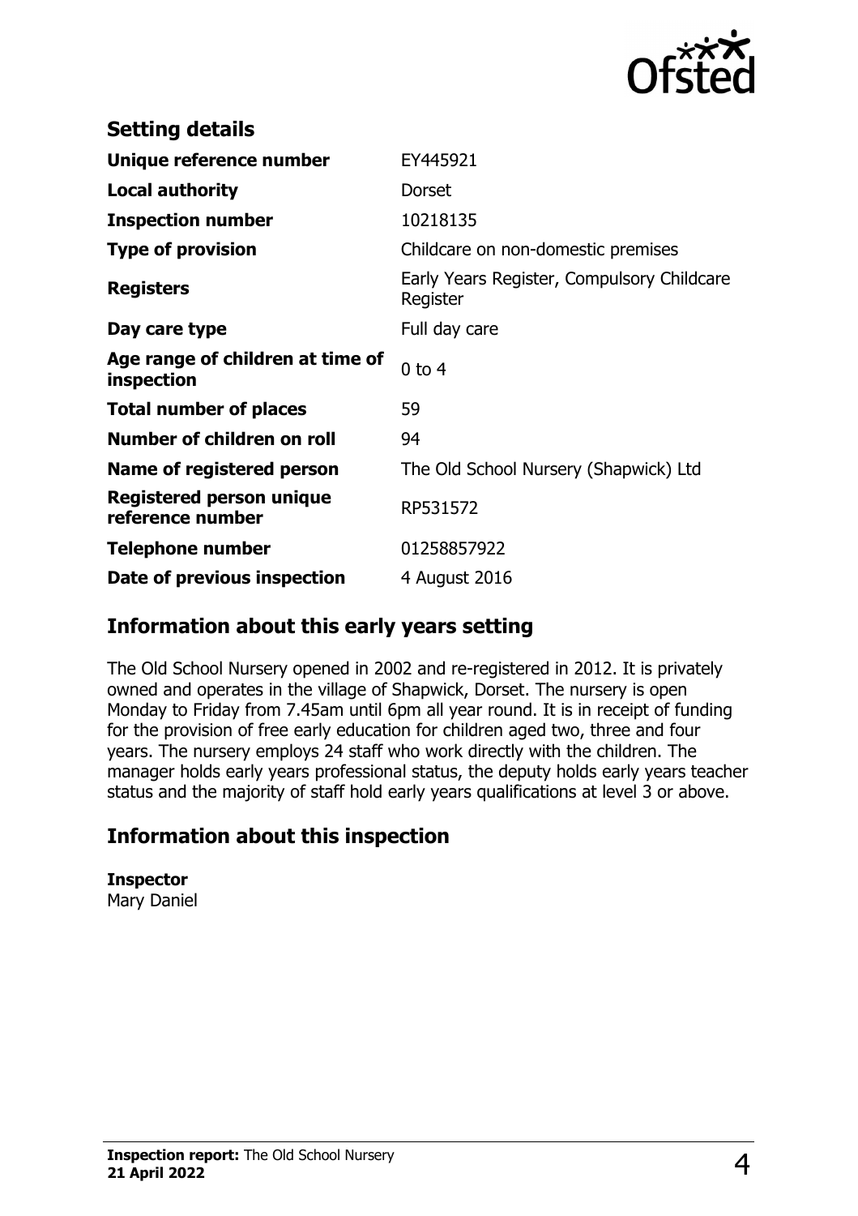## Setting details

| | |
|---|---|
| **Unique reference number** | EY445921 |
| **Local authority** | Dorset |
| **Inspection number** | 10218135 |
| **Type of provision** | Childcare on non-domestic premises |
| **Registers** | Early Years Register, Compulsory Childcare Register |
| **Day care type** | Full day care |
| **Age range of children at time of inspection** | 0 to 4 |
| **Total number of places** | 59 |
| **Number of children on roll** | 94 |
| **Name of registered person** | The Old School Nursery (Shapwick) Ltd |
| **Registered person unique reference number** | RP531572 |
| **Telephone number** | 01258857922 |
| **Date of previous inspection** | 4 August 2016 |

## Information about this early years setting

The Old School Nursery opened in 2002 and re-registered in 2012. It is privately owned and operates in the village of Shapwick, Dorset. The nursery is open Monday to Friday from 7.45am until 6pm all year round. It is in receipt of funding for the provision of free early education for children aged two, three and four years. The nursery employs 24 staff who work directly with the children. The manager holds early years professional status, the deputy holds early years teacher status and the majority of staff hold early years qualifications at level 3 or above.

## Information about this inspection

**Inspector**
Mary Daniel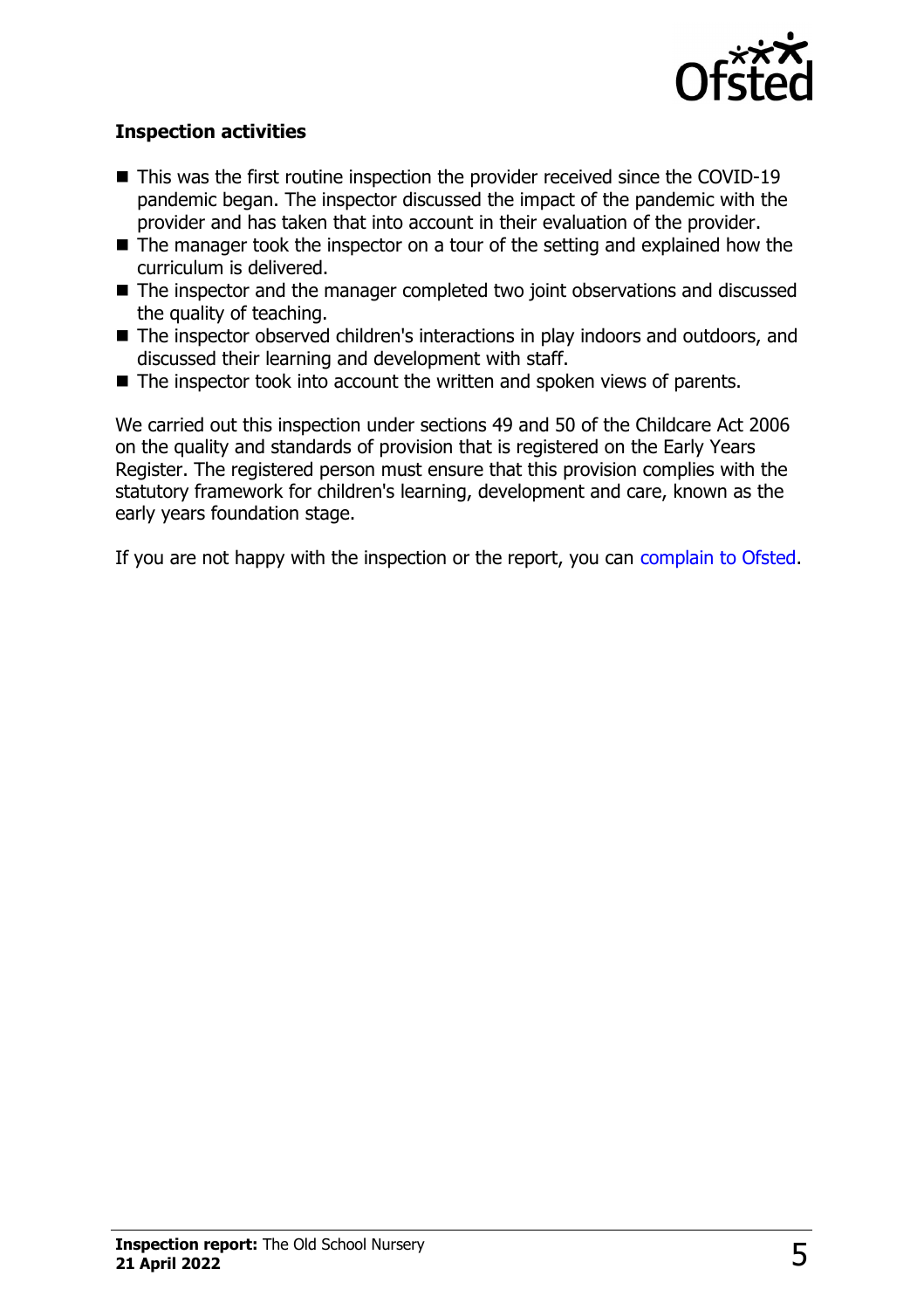### Inspection activities

- This was the first routine inspection the provider received since the COVID-19 pandemic began. The inspector discussed the impact of the pandemic with the provider and has taken that into account in their evaluation of the provider.
- The manager took the inspector on a tour of the setting and explained how the curriculum is delivered.
- The inspector and the manager completed two joint observations and discussed the quality of teaching.
- The inspector observed children's interactions in play indoors and outdoors, and discussed their learning and development with staff.
- The inspector took into account the written and spoken views of parents.

We carried out this inspection under sections 49 and 50 of the Childcare Act 2006 on the quality and standards of provision that is registered on the Early Years Register. The registered person must ensure that this provision complies with the statutory framework for children's learning, development and care, known as the early years foundation stage.

If you are not happy with the inspection or the report, you can complain to Ofsted.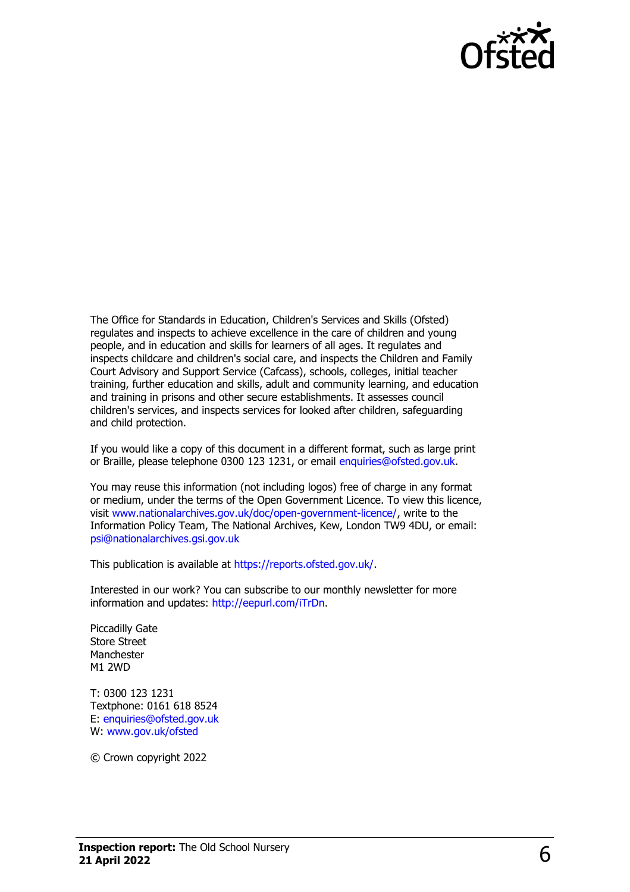The Office for Standards in Education, Children's Services and Skills (Ofsted) regulates and inspects to achieve excellence in the care of children and young people, and in education and skills for learners of all ages. It regulates and inspects childcare and children's social care, and inspects the Children and Family Court Advisory and Support Service (Cafcass), schools, colleges, initial teacher training, further education and skills, adult and community learning, and education and training in prisons and other secure establishments. It assesses council children's services, and inspects services for looked after children, safeguarding and child protection.

If you would like a copy of this document in a different format, such as large print or Braille, please telephone 0300 123 1231, or email enquiries@ofsted.gov.uk.

You may reuse this information (not including logos) free of charge in any format or medium, under the terms of the Open Government Licence. To view this licence, visit www.nationalarchives.gov.uk/doc/open-government-licence/, write to the Information Policy Team, The National Archives, Kew, London TW9 4DU, or email: psi@nationalarchives.gsi.gov.uk

This publication is available at https://reports.ofsted.gov.uk/.

Interested in our work? You can subscribe to our monthly newsletter for more information and updates: http://eepurl.com/iTrDn.

Piccadilly Gate
Store Street
Manchester
M1 2WD

T: 0300 123 1231
Textphone: 0161 618 8524
E: enquiries@ofsted.gov.uk
W: www.gov.uk/ofsted

© Crown copyright 2022